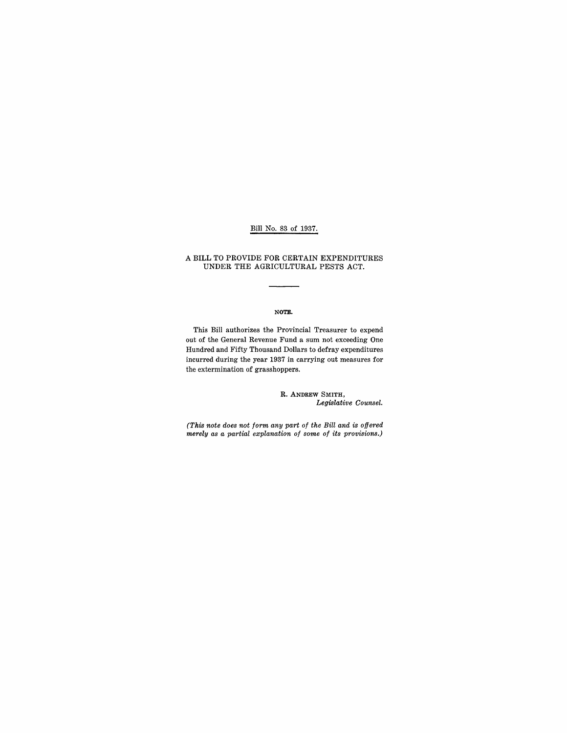Bill No. 83 of 1937.

# A BILL TO PROVIDE FOR CERTAIN EXPENDITURES UNDER THE AGRICULTURAL PESTS ACT.

---

**NOTE.**

This Bill authorizes the Provincial Treasurer to expend out of the General Revenue Fund a sum not exceeding One Hundred and Fifty Thousand Dollars to defray expenditures incurred during the year 1937 in carrying out measures for the extermination of grasshoppers.

R. ANDREW SMITH,
*Legislative Counsel.*

*(This note does not form any part of the Bill and is offered merely as a partial explanation of some of its provisions.)*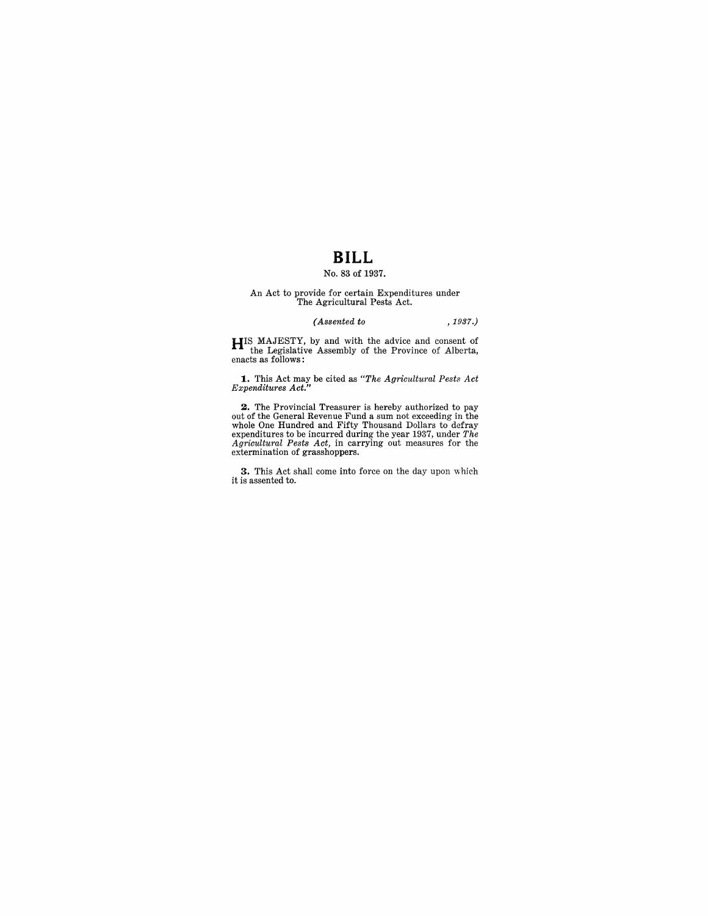# BILL

No. 83 of 1937.

An Act to provide for certain Expenditures under The Agricultural Pests Act.

*(Assented to , 1937.)*

HIS MAJESTY, by and with the advice and consent of the Legislative Assembly of the Province of Alberta, enacts as follows:

**1.** This Act may be cited as *"The Agricultural Pests Act Expenditures Act."*

**2.** The Provincial Treasurer is hereby authorized to pay out of the General Revenue Fund a sum not exceeding in the whole One Hundred and Fifty Thousand Dollars to defray expenditures to be incurred during the year 1937, under *The Agricultural Pests Act*, in carrying out measures for the extermination of grasshoppers.

**3.** This Act shall come into force on the day upon which it is assented to.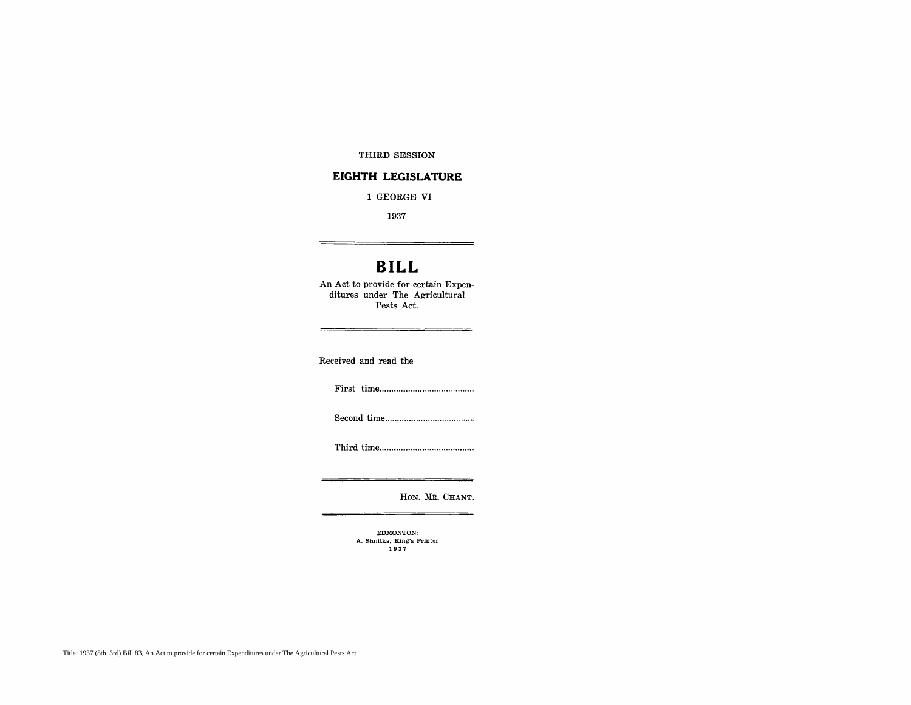THIRD SESSION

**EIGHTH LEGISLATURE**

1 GEORGE VI

1937

---

# BILL

An Act to provide for certain Expenditures under The Agricultural Pests Act.

---

Received and read the

First time........................................

Second time......................................

Third time........................................

---

HON. MR. CHANT.

---

EDMONTON:
A. Shnitka, King's Printer
1937

Title: 1937 (8th, 3rd) Bill 83, An Act to provide for certain Expenditures under The Agricultural Pests Act